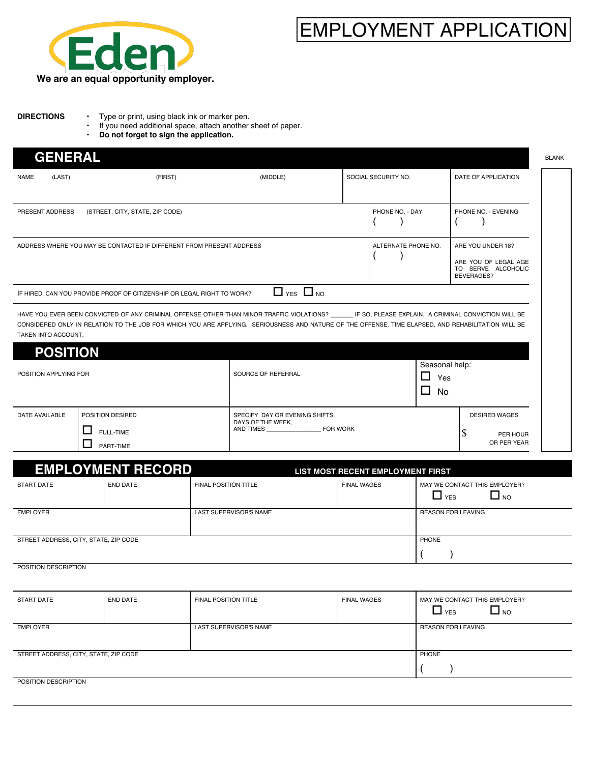Eden

**We are an equal opportunity employer.**

# EMPLOYMENT APPLICATION

**DIRECTIONS**

- Type or print, using black ink or marker pen.
- If you need additional space, attach another sheet of paper.
- **Do not forget to sign the application.**

## GENERAL

BLANK

| NAME (LAST) | (FIRST) | (MIDDLE) | SOCIAL SECURITY NO. | DATE OF APPLICATION |
|---|---|---|---|---|
| | | | | |

| PRESENT ADDRESS (STREET, CITY, STATE, ZIP CODE) | PHONE NO. - DAY | PHONE NO. - EVENING |
|---|---|---|
| | ( ) | ( ) |

| ADDRESS WHERE YOU MAY BE CONTACTED IF DIFFERENT FROM PRESENT ADDRESS | ALTERNATE PHONE NO. | ARE YOU UNDER 18? ARE YOU OF LEGAL AGE TO SERVE ALCOHOLIC BEVERAGES? |
|---|---|---|
| | ( ) | |

IF HIRED, CAN YOU PROVIDE PROOF OF CITIZENSHIP OR LEGAL RIGHT TO WORK? ☐ YES ☐ NO

HAVE YOU EVER BEEN CONVICTED OF ANY CRIMINAL OFFENSE OTHER THAN MINOR TRAFFIC VIOLATIONS? ______ IF SO, PLEASE EXPLAIN. A CRIMINAL CONVICTION WILL BE CONSIDERED ONLY IN RELATION TO THE JOB FOR WHICH YOU ARE APPLYING. SERIOUSNESS AND NATURE OF THE OFFENSE, TIME ELAPSED, AND REHABILITATION WILL BE TAKEN INTO ACCOUNT.

## POSITION

| POSITION APPLYING FOR | SOURCE OF REFERRAL | Seasonal help: ☐ Yes ☐ No |
|---|---|---|
| | | |

| DATE AVAILABLE | POSITION DESIRED | SPECIFY DAY OR EVENING SHIFTS, DAYS OF THE WEEK, AND TIMES ______________ FOR WORK | DESIRED WAGES |
|---|---|---|---|
| | ☐ FULL-TIME ☐ PART-TIME | | $ PER HOUR OR PER YEAR |

## EMPLOYMENT RECORD

**LIST MOST RECENT EMPLOYMENT FIRST**

| START DATE | END DATE | FINAL POSITION TITLE | FINAL WAGES | MAY WE CONTACT THIS EMPLOYER? ☐ YES ☐ NO |
|---|---|---|---|---|
| EMPLOYER | | LAST SUPERVISOR'S NAME | | REASON FOR LEAVING |
| STREET ADDRESS, CITY, STATE, ZIP CODE | | | | PHONE ( ) |
| POSITION DESCRIPTION | | | | |

| START DATE | END DATE | FINAL POSITION TITLE | FINAL WAGES | MAY WE CONTACT THIS EMPLOYER? ☐ YES ☐ NO |
|---|---|---|---|---|
| EMPLOYER | | LAST SUPERVISOR'S NAME | | REASON FOR LEAVING |
| STREET ADDRESS, CITY, STATE, ZIP CODE | | | | PHONE ( ) |
| POSITION DESCRIPTION | | | | |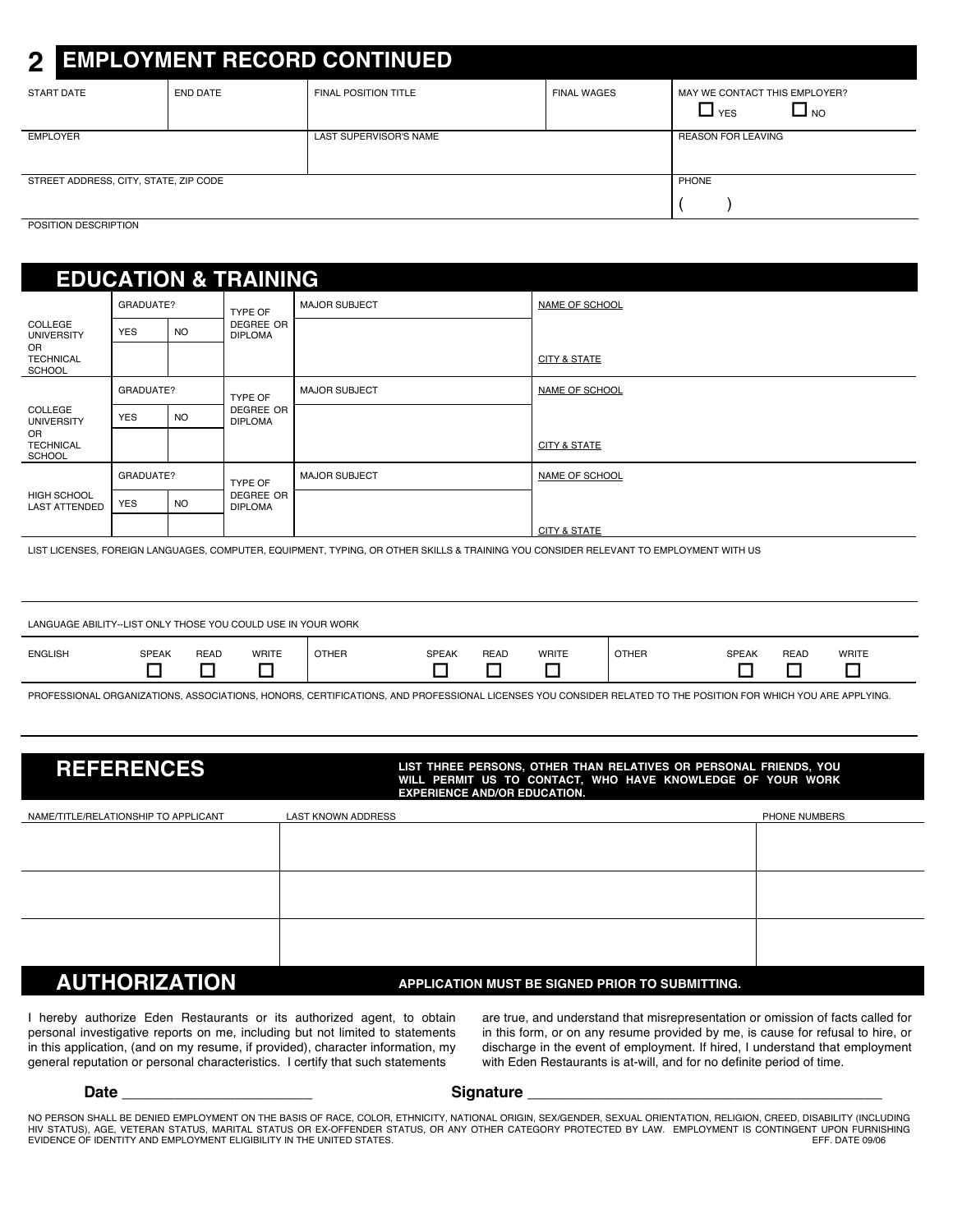## 2 EMPLOYMENT RECORD CONTINUED

| START DATE | END DATE | FINAL POSITION TITLE | FINAL WAGES | MAY WE CONTACT THIS EMPLOYER? ☐ YES ☐ NO |
|---|---|---|---|---|
| EMPLOYER | | LAST SUPERVISOR'S NAME | | REASON FOR LEAVING |
| STREET ADDRESS, CITY, STATE, ZIP CODE | | | | PHONE ( ) |

POSITION DESCRIPTION

## EDUCATION & TRAINING

| | GRADUATE? | | TYPE OF DEGREE OR DIPLOMA | MAJOR SUBJECT | NAME OF SCHOOL |
|---|---|---|---|---|---|
| COLLEGE UNIVERSITY OR TECHNICAL SCHOOL | YES | NO | | | CITY & STATE |
| | GRADUATE? | | TYPE OF DEGREE OR DIPLOMA | MAJOR SUBJECT | NAME OF SCHOOL |
| COLLEGE UNIVERSITY OR TECHNICAL SCHOOL | YES | NO | | | CITY & STATE |
| | GRADUATE? | | TYPE OF DEGREE OR DIPLOMA | MAJOR SUBJECT | NAME OF SCHOOL |
| HIGH SCHOOL LAST ATTENDED | YES | NO | | | CITY & STATE |

LIST LICENSES, FOREIGN LANGUAGES, COMPUTER, EQUIPMENT, TYPING, OR OTHER SKILLS & TRAINING YOU CONSIDER RELEVANT TO EMPLOYMENT WITH US

LANGUAGE ABILITY--LIST ONLY THOSE YOU COULD USE IN YOUR WORK

| ENGLISH | SPEAK ☐ | READ ☐ | WRITE ☐ | OTHER | SPEAK ☐ | READ ☐ | WRITE ☐ | OTHER | SPEAK ☐ | READ ☐ | WRITE ☐ |
|---|---|---|---|---|---|---|---|---|---|---|---|

PROFESSIONAL ORGANIZATIONS, ASSOCIATIONS, HONORS, CERTIFICATIONS, AND PROFESSIONAL LICENSES YOU CONSIDER RELATED TO THE POSITION FOR WHICH YOU ARE APPLYING.

## REFERENCES

**LIST THREE PERSONS, OTHER THAN RELATIVES OR PERSONAL FRIENDS, YOU WILL PERMIT US TO CONTACT, WHO HAVE KNOWLEDGE OF YOUR WORK EXPERIENCE AND/OR EDUCATION.**

| NAME/TITLE/RELATIONSHIP TO APPLICANT | LAST KNOWN ADDRESS | PHONE NUMBERS |
|---|---|---|
| | | |
| | | |
| | | |

## AUTHORIZATION

**APPLICATION MUST BE SIGNED PRIOR TO SUBMITTING.**

I hereby authorize Eden Restaurants or its authorized agent, to obtain personal investigative reports on me, including but not limited to statements in this application, (and on my resume, if provided), character information, my general reputation or personal characteristics. I certify that such statements are true, and understand that misrepresentation or omission of facts called for in this form, or on any resume provided by me, is cause for refusal to hire, or discharge in the event of employment. If hired, I understand that employment with Eden Restaurants is at-will, and for no definite period of time.

**Date** ______________________ **Signature** ________________________________________

NO PERSON SHALL BE DENIED EMPLOYMENT ON THE BASIS OF RACE, COLOR, ETHNICITY, NATIONAL ORIGIN, SEX/GENDER, SEXUAL ORIENTATION, RELIGION, CREED, DISABILITY (INCLUDING HIV STATUS), AGE, VETERAN STATUS, MARITAL STATUS OR EX-OFFENDER STATUS, OR ANY OTHER CATEGORY PROTECTED BY LAW. EMPLOYMENT IS CONTINGENT UPON FURNISHING EVIDENCE OF IDENTITY AND EMPLOYMENT ELIGIBILITY IN THE UNITED STATES. EFF. DATE 09/06